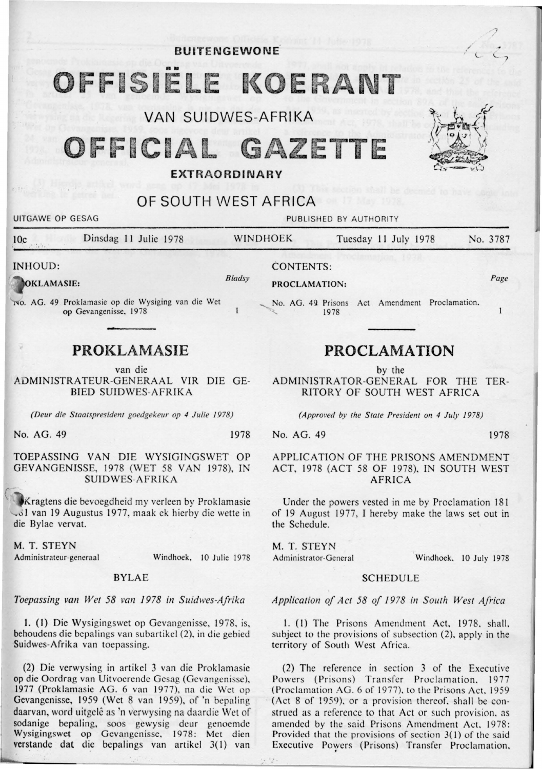# BUITENGEWONE OFFISIËLE KOERANT VAN SUIDWES-AFRIKA

# OFFICIAL GAZETTE EXTRAORDINARY OF SOUTH WEST AFRICA

UITGAWE OP GESAG — PUBLISHED BY AUTHORITY

10c Dinsdag 11 Julie 1978 WINDHOEK Tuesday 11 July 1978 No. 3787

INHOUD:

**PROKLAMASIE:** *Bladsy*

No. AG. 49 Proklamasie op die Wysiging van die Wet op Gevangenisse, 1978 — 1

## PROKLAMASIE

van die

ADMINISTRATEUR-GENERAAL VIR DIE GEBIED SUIDWES-AFRIKA

*(Deur die Staatspresident goedgekeur op 4 Julie 1978)*

No. AG. 49 — 1978

TOEPASSING VAN DIE WYSIGINGSWET OP GEVANGENISSE, 1978 (WET 58 VAN 1978), IN SUIDWES-AFRIKA

Kragtens die bevoegdheid my verleen by Proklamasie 181 van 19 Augustus 1977, maak ek hierby die wette in die Bylae vervat.

M. T. STEYN
Administrateur-generaal — Windhoek, 10 Julie 1978

BYLAE

*Toepassing van Wet 58 van 1978 in Suidwes-Afrika*

1. (1) Die Wysigingswet op Gevangenisse, 1978, is, behoudens die bepalings van subartikel (2), in die gebied Suidwes-Afrika van toepassing.

(2) Die verwysing in artikel 3 van die Proklamasie op die Oordrag van Uitvoerende Gesag (Gevangenisse), 1977 (Proklamasie AG. 6 van 1977), na die Wet op Gevangenisse, 1959 (Wet 8 van 1959), of 'n bepaling daarvan, word uitgelê as 'n verwysing na daardie Wet of sodanige bepaling, soos gewysig deur genoemde Wysigingswet op Gevangenisse, 1978: Met dien verstande dat die bepalings van artikel 3(1) van

CONTENTS:

**PROCLAMATION:** *Page*

No. AG. 49 Prisons Act Amendment Proclamation, 1978 — 1

## PROCLAMATION

by the

ADMINISTRATOR-GENERAL FOR THE TERRITORY OF SOUTH WEST AFRICA

*(Approved by the State President on 4 July 1978)*

No. AG. 49 — 1978

APPLICATION OF THE PRISONS AMENDMENT ACT, 1978 (ACT 58 OF 1978), IN SOUTH WEST AFRICA

Under the powers vested in me by Proclamation 181 of 19 August 1977, I hereby make the laws set out in the Schedule.

M. T. STEYN
Administrator-General — Windhoek, 10 July 1978

SCHEDULE

*Application of Act 58 of 1978 in South West Africa*

1. (1) The Prisons Amendment Act, 1978, shall, subject to the provisions of subsection (2), apply in the territory of South West Africa.

(2) The reference in section 3 of the Executive Powers (Prisons) Transfer Proclamation, 1977 (Proclamation AG. 6 of 1977), to the Prisons Act, 1959 (Act 8 of 1959), or a provision thereof, shall be construed as a reference to that Act or such provision, as amended by the said Prisons Amendment Act, 1978: Provided that the provisions of section 3(1) of the said Executive Powers (Prisons) Transfer Proclamation,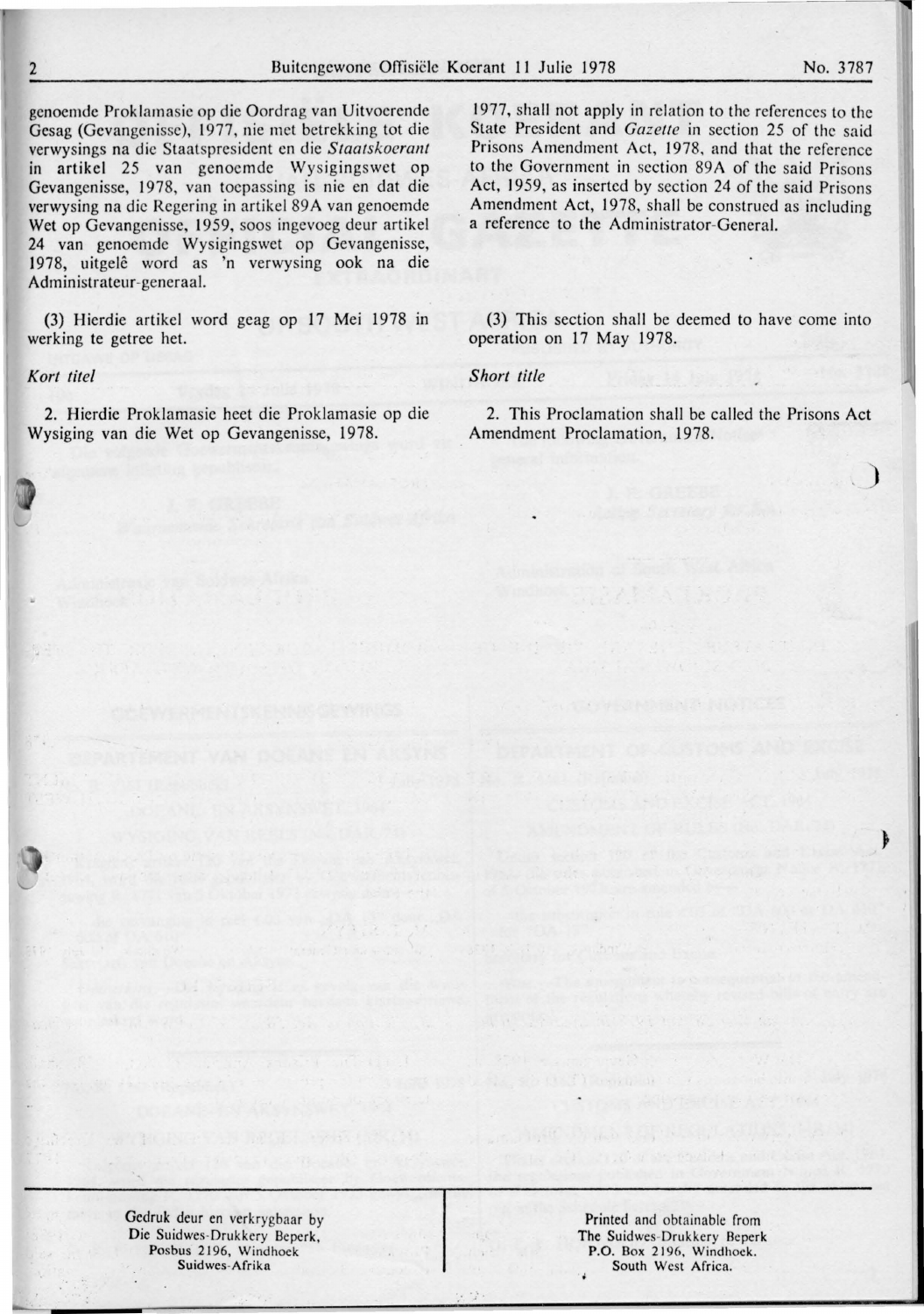genoemde Proklamasie op die Oordrag van Uitvoerende Gesag (Gevangenisse), 1977, nie met betrekking tot die verwysings na die Staatspresident en die *Staatskoerant* in artikel 25 van genoemde Wysigingswet op Gevangenisse, 1978, van toepassing is nie en dat die verwysing na die Regering in artikel 89A van genoemde Wet op Gevangenisse, 1959, soos ingevoeg deur artikel 24 van genoemde Wysigingswet op Gevangenisse, 1978, uitgelê word as 'n verwysing ook na die Administrateur-generaal.

(3) Hierdie artikel word geag op 17 Mei 1978 in werking te getree het.

*Kort titel*

2. Hierdie Proklamasie heet die Proklamasie op die Wysiging van die Wet op Gevangenisse, 1978.

1977, shall not apply in relation to the references to the State President and *Gazette* in section 25 of the said Prisons Amendment Act, 1978, and that the reference to the Government in section 89A of the said Prisons Act, 1959, as inserted by section 24 of the said Prisons Amendment Act, 1978, shall be construed as including a reference to the Administrator-General.

(3) This section shall be deemed to have come into operation on 17 May 1978.

*Short title*

2. This Proclamation shall be called the Prisons Act Amendment Proclamation, 1978.

Gedruk deur en verkrygbaar by
Die Suidwes-Drukkery Beperk,
Posbus 2196, Windhoek
Suidwes-Afrika

Printed and obtainable from
The Suidwes-Drukkery Beperk
P.O. Box 2196, Windhoek.
South West Africa.